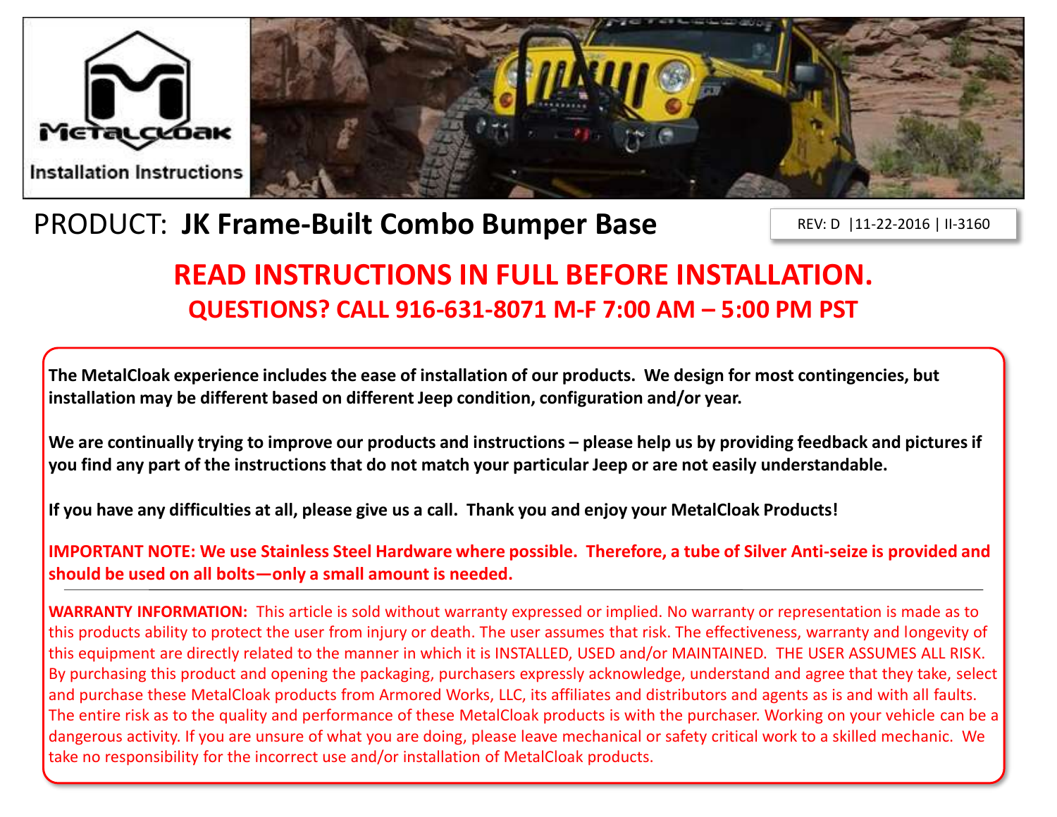MetalCloak

Installation Instructions

# PRODUCT: **JK Frame-Built Combo Bumper Base**

REV: D |11-22-2016 | II-3160

## READ INSTRUCTIONS IN FULL BEFORE INSTALLATION.

### QUESTIONS? CALL 916-631-8071 M-F 7:00 AM – 5:00 PM PST

**The MetalCloak experience includes the ease of installation of our products. We design for most contingencies, but installation may be different based on different Jeep condition, configuration and/or year.**

**We are continually trying to improve our products and instructions – please help us by providing feedback and pictures if you find any part of the instructions that do not match your particular Jeep or are not easily understandable.**

**If you have any difficulties at all, please give us a call. Thank you and enjoy your MetalCloak Products!**

**IMPORTANT NOTE: We use Stainless Steel Hardware where possible. Therefore, a tube of Silver Anti-seize is provided and should be used on all bolts—only a small amount is needed.**

---

**WARRANTY INFORMATION:** This article is sold without warranty expressed or implied. No warranty or representation is made as to this products ability to protect the user from injury or death. The user assumes that risk. The effectiveness, warranty and longevity of this equipment are directly related to the manner in which it is INSTALLED, USED and/or MAINTAINED. THE USER ASSUMES ALL RISK. By purchasing this product and opening the packaging, purchasers expressly acknowledge, understand and agree that they take, select and purchase these MetalCloak products from Armored Works, LLC, its affiliates and distributors and agents as is and with all faults. The entire risk as to the quality and performance of these MetalCloak products is with the purchaser. Working on your vehicle can be a dangerous activity. If you are unsure of what you are doing, please leave mechanical or safety critical work to a skilled mechanic. We take no responsibility for the incorrect use and/or installation of MetalCloak products.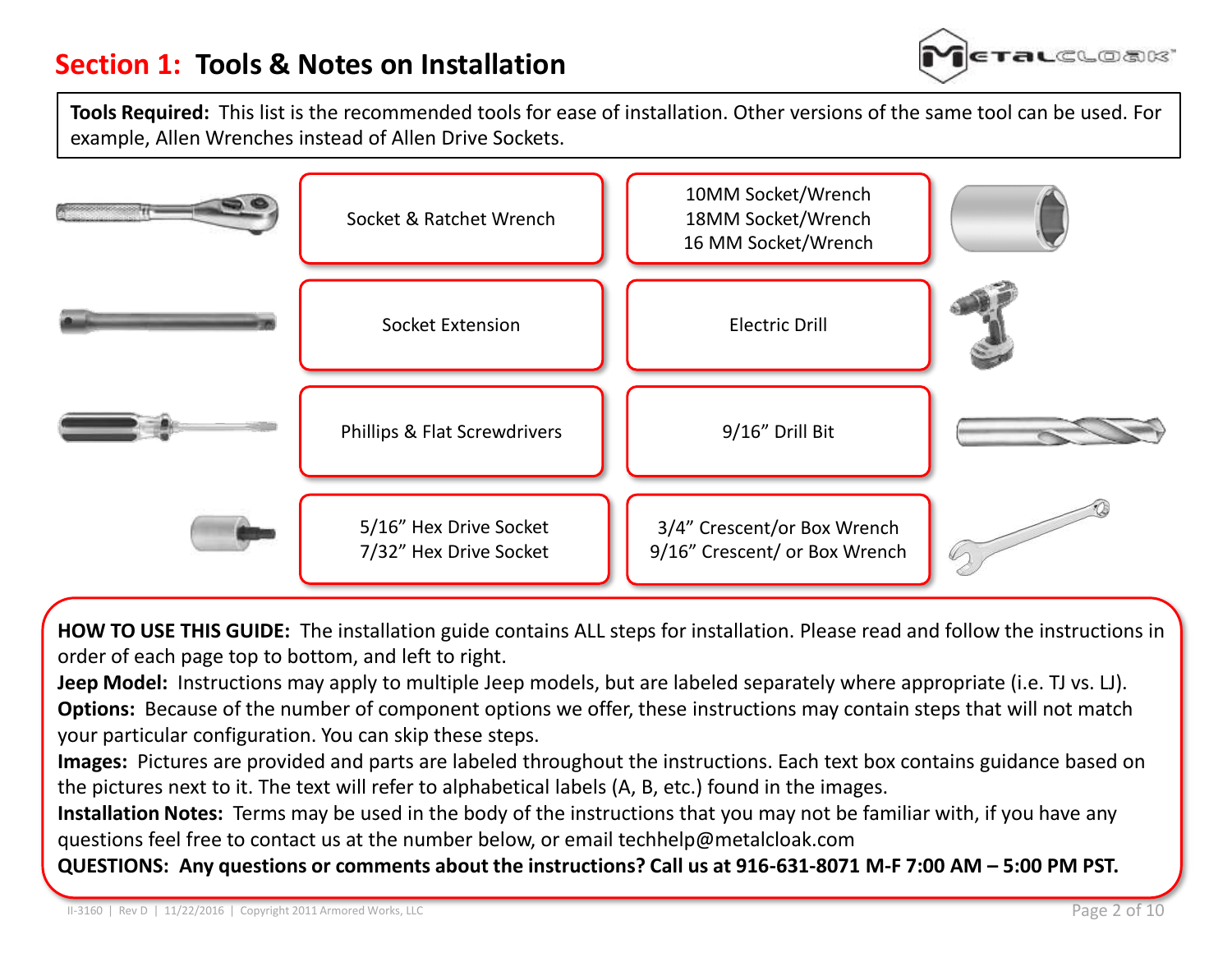# Section 1: Tools & Notes on Installation

**Tools Required:** This list is the recommended tools for ease of installation. Other versions of the same tool can be used. For example, Allen Wrenches instead of Allen Drive Sockets.

- Socket & Ratchet Wrench
- 10MM Socket/Wrench, 18MM Socket/Wrench, 16 MM Socket/Wrench
- Socket Extension
- Electric Drill
- Phillips & Flat Screwdrivers
- 9/16” Drill Bit
- 5/16” Hex Drive Socket, 7/32” Hex Drive Socket
- 3/4” Crescent/or Box Wrench, 9/16” Crescent/ or Box Wrench

**HOW TO USE THIS GUIDE:** The installation guide contains ALL steps for installation. Please read and follow the instructions in order of each page top to bottom, and left to right.

**Jeep Model:** Instructions may apply to multiple Jeep models, but are labeled separately where appropriate (i.e. TJ vs. LJ).

**Options:** Because of the number of component options we offer, these instructions may contain steps that will not match your particular configuration. You can skip these steps.

**Images:** Pictures are provided and parts are labeled throughout the instructions. Each text box contains guidance based on the pictures next to it. The text will refer to alphabetical labels (A, B, etc.) found in the images.

**Installation Notes:** Terms may be used in the body of the instructions that you may not be familiar with, if you have any questions feel free to contact us at the number below, or email techhelp@metalcloak.com

**QUESTIONS: Any questions or comments about the instructions? Call us at 916-631-8071 M-F 7:00 AM – 5:00 PM PST.**

II-3160 | Rev D | 11/22/2016 | Copyright 2011 Armored Works, LLC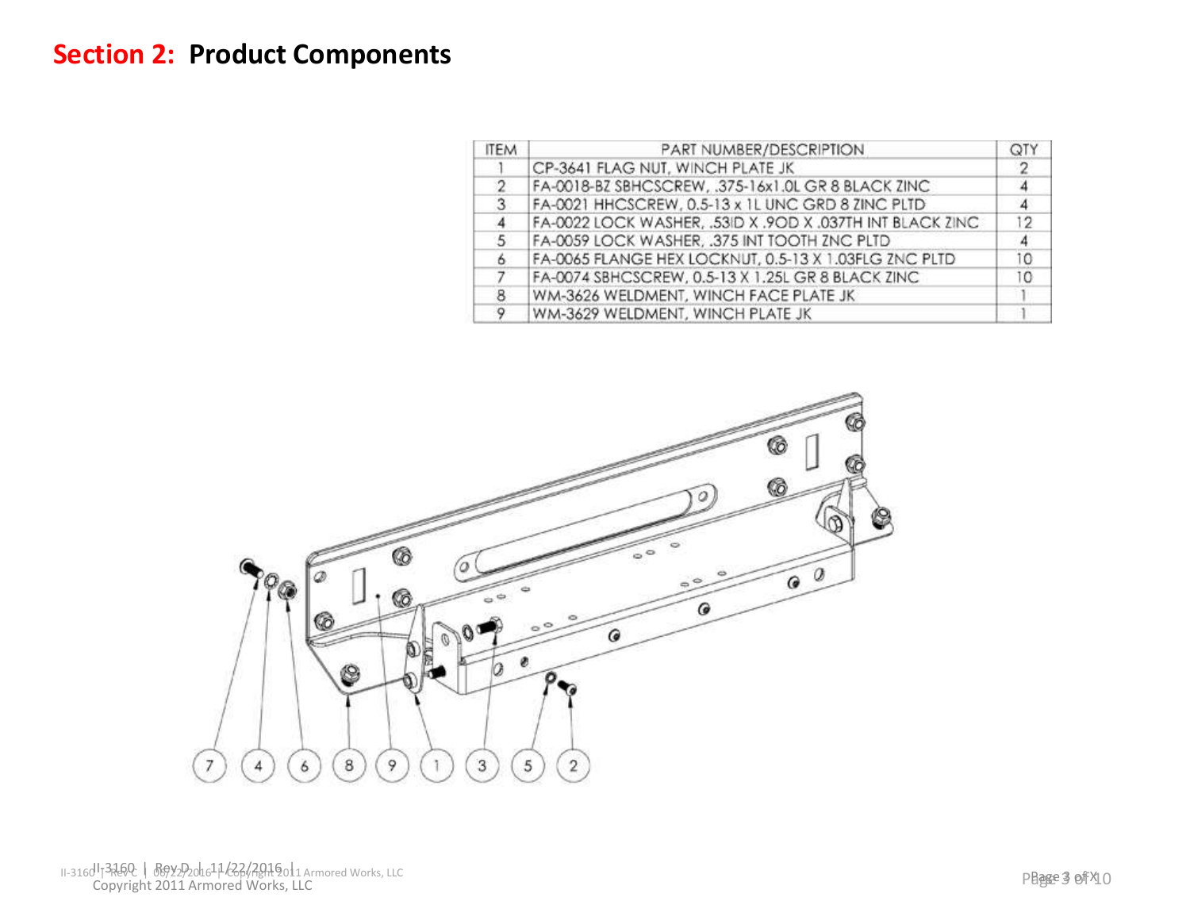## Section 2: Product Components

| ITEM | PART NUMBER/DESCRIPTION | QTY |
|---|---|---|
| 1 | CP-3641 FLAG NUT, WINCH PLATE JK | 2 |
| 2 | FA-0018-BZ SBHCSCREW, .375-16x1.0L GR 8 BLACK ZINC | 4 |
| 3 | FA-0021 HHCSCREW, 0.5-13 x 1L UNC GRD 8 ZINC PLTD | 4 |
| 4 | FA-0022 LOCK WASHER, .53ID X .9OD X .037TH INT BLACK ZINC | 12 |
| 5 | FA-0059 LOCK WASHER, .375 INT TOOTH ZNC PLTD | 4 |
| 6 | FA-0065 FLANGE HEX LOCKNUT, 0.5-13 X 1.03FLG ZNC PLTD | 10 |
| 7 | FA-0074 SBHCSCREW, 0.5-13 X 1.25L GR 8 BLACK ZINC | 10 |
| 8 | WM-3626 WELDMENT, WINCH FACE PLATE JK | 1 |
| 9 | WM-3629 WELDMENT, WINCH PLATE JK | 1 |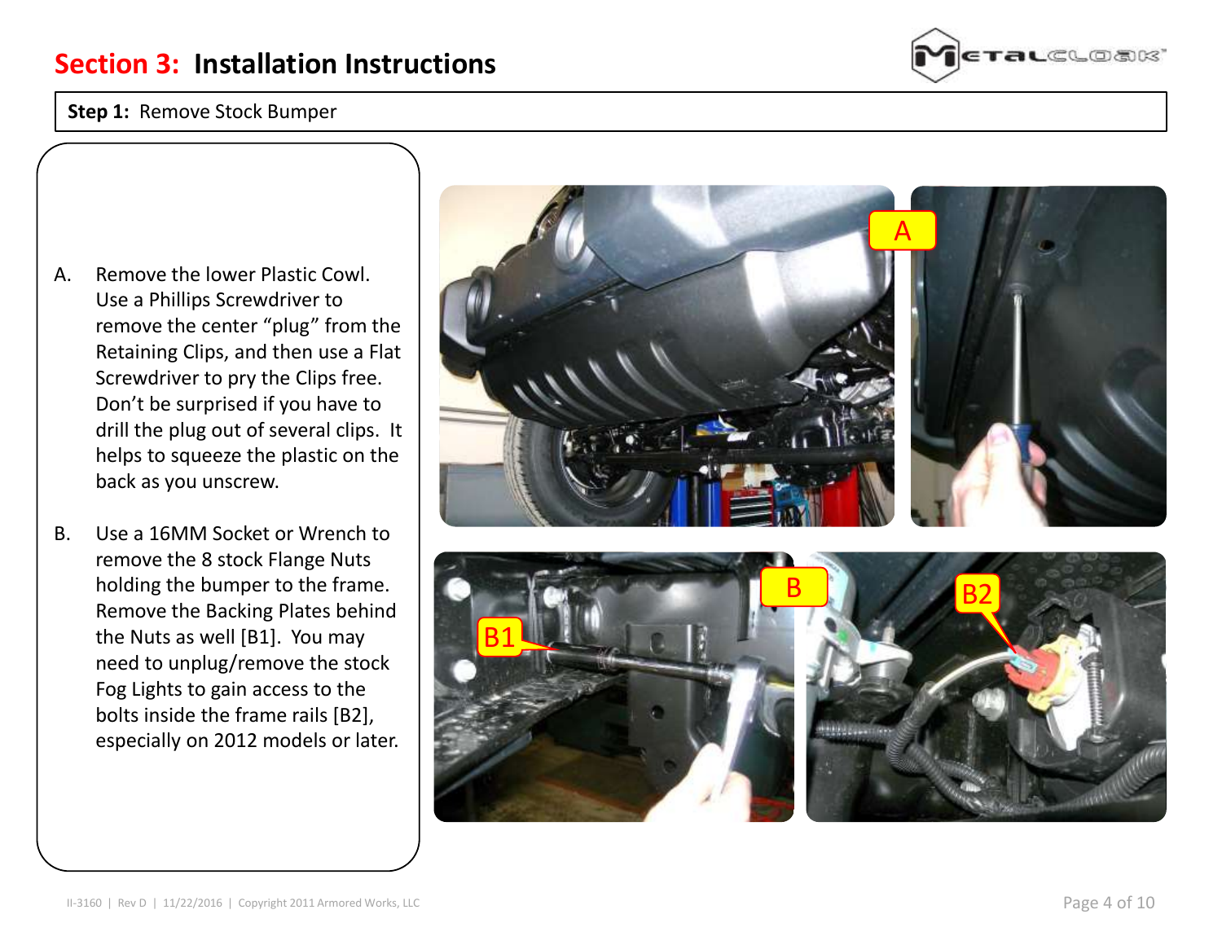## Section 3: Installation Instructions

**Step 1:** Remove Stock Bumper

A. Remove the lower Plastic Cowl. Use a Phillips Screwdriver to remove the center "plug" from the Retaining Clips, and then use a Flat Screwdriver to pry the Clips free. Don't be surprised if you have to drill the plug out of several clips. It helps to squeeze the plastic on the back as you unscrew.

B. Use a 16MM Socket or Wrench to remove the 8 stock Flange Nuts holding the bumper to the frame. Remove the Backing Plates behind the Nuts as well [B1]. You may need to unplug/remove the stock Fog Lights to gain access to the bolts inside the frame rails [B2], especially on 2012 models or later.

II-3160 | Rev D | 11/22/2016 | Copyright 2011 Armored Works, LLC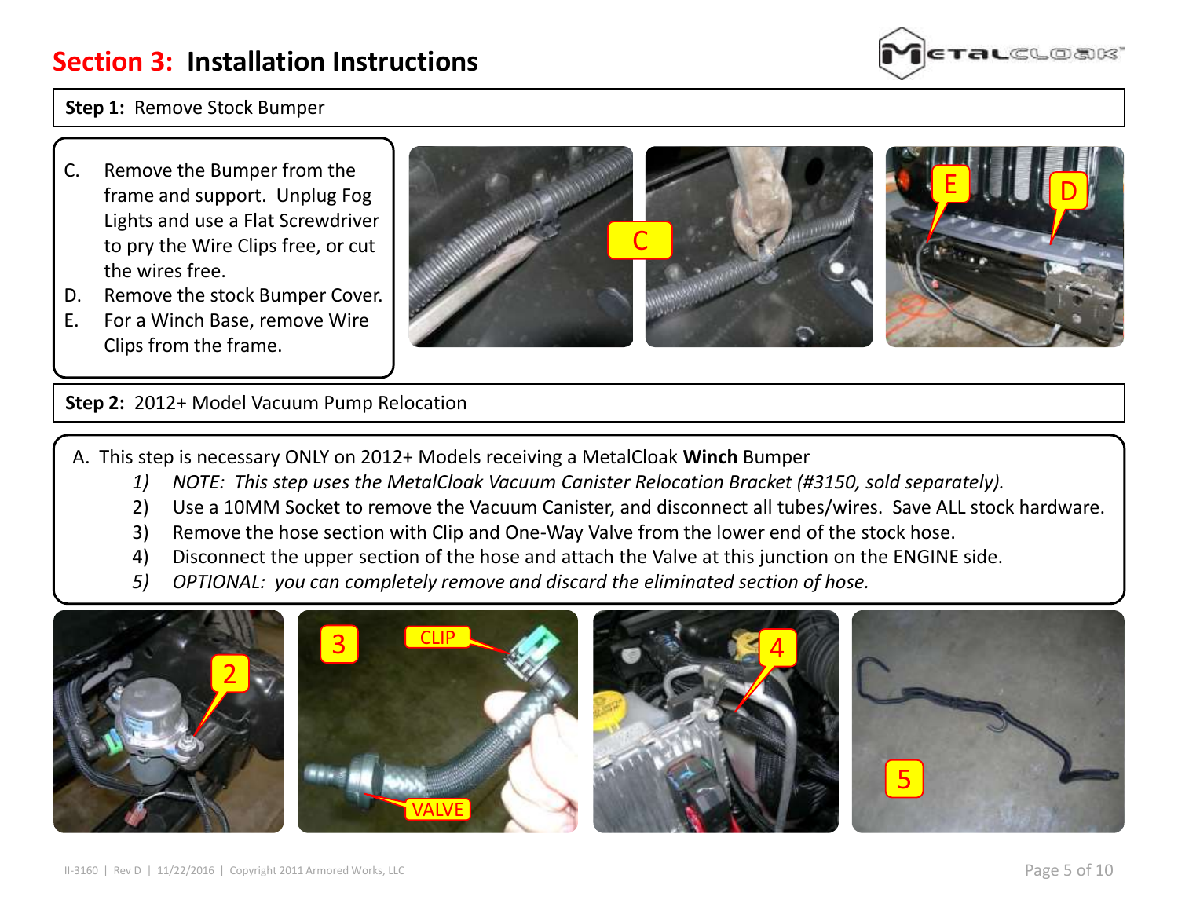## Section 3: Installation Instructions

**Step 1:** Remove Stock Bumper

C. Remove the Bumper from the frame and support. Unplug Fog Lights and use a Flat Screwdriver to pry the Wire Clips free, or cut the wires free.
D. Remove the stock Bumper Cover.
E. For a Winch Base, remove Wire Clips from the frame.

**Step 2:** 2012+ Model Vacuum Pump Relocation

A. This step is necessary ONLY on 2012+ Models receiving a MetalCloak **Winch** Bumper

1) *NOTE: This step uses the MetalCloak Vacuum Canister Relocation Bracket (#3150, sold separately).*
2) Use a 10MM Socket to remove the Vacuum Canister, and disconnect all tubes/wires. Save ALL stock hardware.
3) Remove the hose section with Clip and One-Way Valve from the lower end of the stock hose.
4) Disconnect the upper section of the hose and attach the Valve at this junction on the ENGINE side.
5) *OPTIONAL: you can completely remove and discard the eliminated section of hose.*

II-3160 | Rev D | 11/22/2016 | Copyright 2011 Armored Works, LLC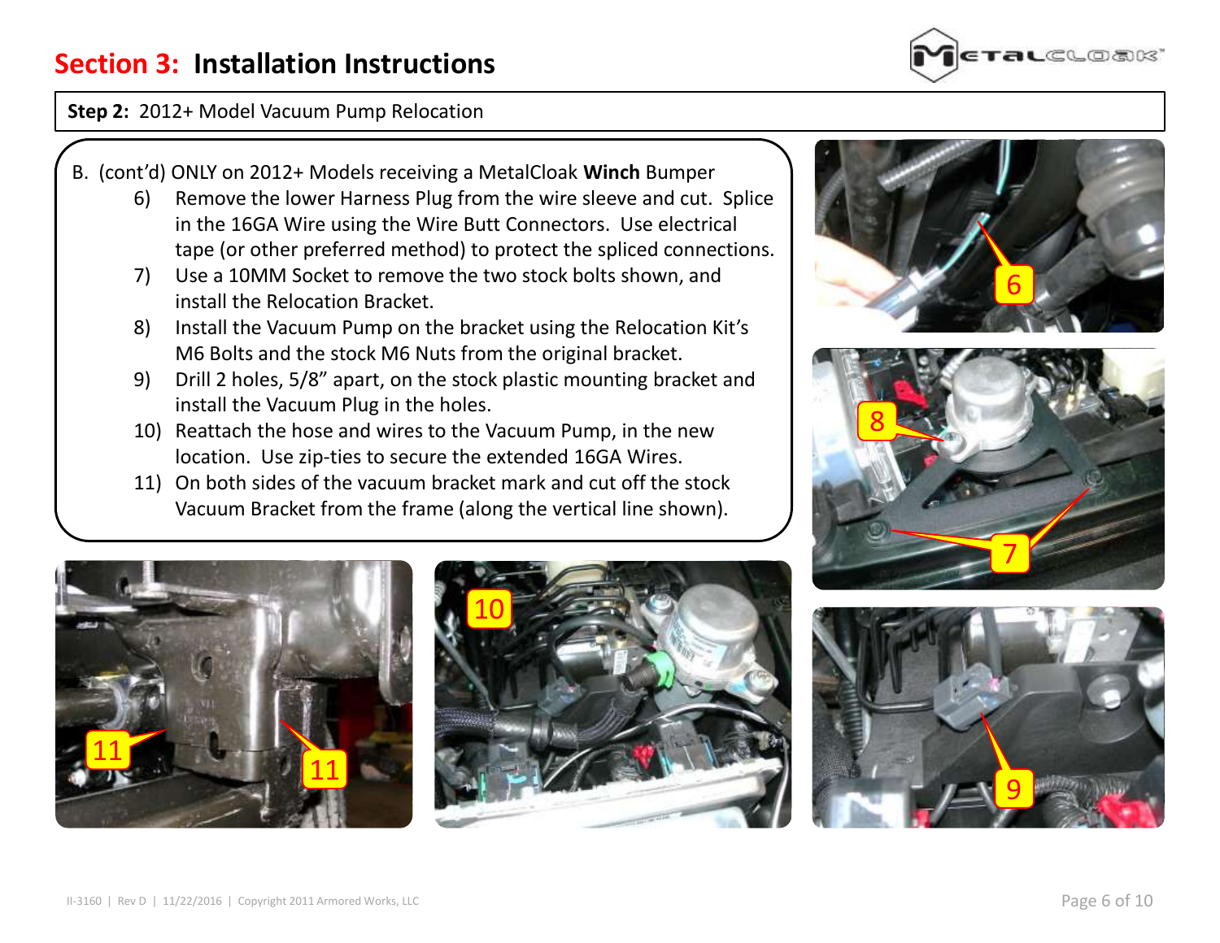# Section 3: Installation Instructions

**Step 2:** 2012+ Model Vacuum Pump Relocation

B. (cont'd) ONLY on 2012+ Models receiving a MetalCloak **Winch** Bumper

6) Remove the lower Harness Plug from the wire sleeve and cut. Splice in the 16GA Wire using the Wire Butt Connectors. Use electrical tape (or other preferred method) to protect the spliced connections.
7) Use a 10MM Socket to remove the two stock bolts shown, and install the Relocation Bracket.
8) Install the Vacuum Pump on the bracket using the Relocation Kit's M6 Bolts and the stock M6 Nuts from the original bracket.
9) Drill 2 holes, 5/8" apart, on the stock plastic mounting bracket and install the Vacuum Plug in the holes.
10) Reattach the hose and wires to the Vacuum Pump, in the new location. Use zip-ties to secure the extended 16GA Wires.
11) On both sides of the vacuum bracket mark and cut off the stock Vacuum Bracket from the frame (along the vertical line shown).

II-3160 | Rev D | 11/22/2016 | Copyright 2011 Armored Works, LLC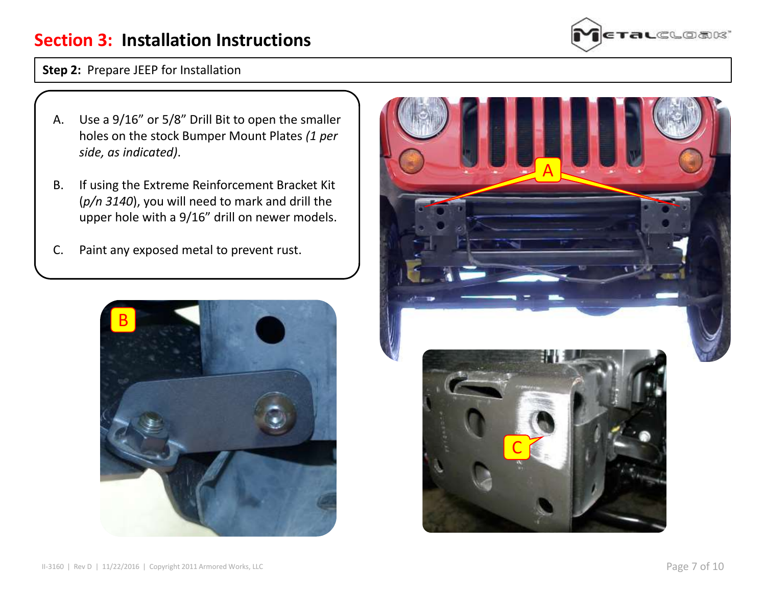# Section 3: Installation Instructions

**Step 2:** Prepare JEEP for Installation

A. Use a 9/16” or 5/8” Drill Bit to open the smaller holes on the stock Bumper Mount Plates *(1 per side, as indicated)*.

B. If using the Extreme Reinforcement Bracket Kit (*p/n 3140*), you will need to mark and drill the upper hole with a 9/16” drill on newer models.

C. Paint any exposed metal to prevent rust.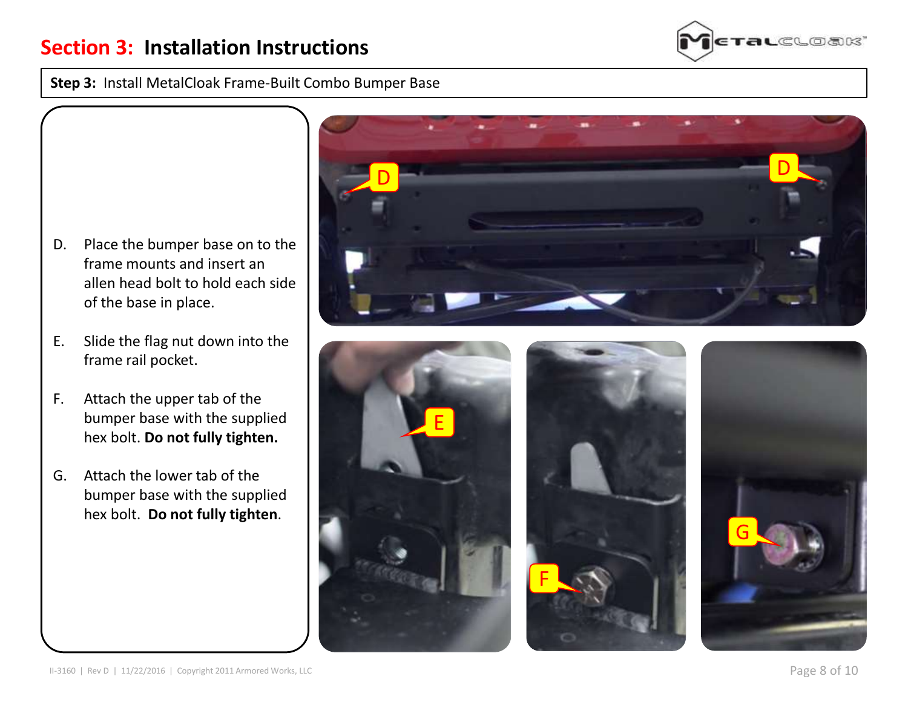# Section 3: Installation Instructions

**Step 3:** Install MetalCloak Frame-Built Combo Bumper Base

D. Place the bumper base on to the frame mounts and insert an allen head bolt to hold each side of the base in place.

E. Slide the flag nut down into the frame rail pocket.

F. Attach the upper tab of the bumper base with the supplied hex bolt. **Do not fully tighten.**

G. Attach the lower tab of the bumper base with the supplied hex bolt. **Do not fully tighten**.

II-3160 | Rev D | 11/22/2016 | Copyright 2011 Armored Works, LLC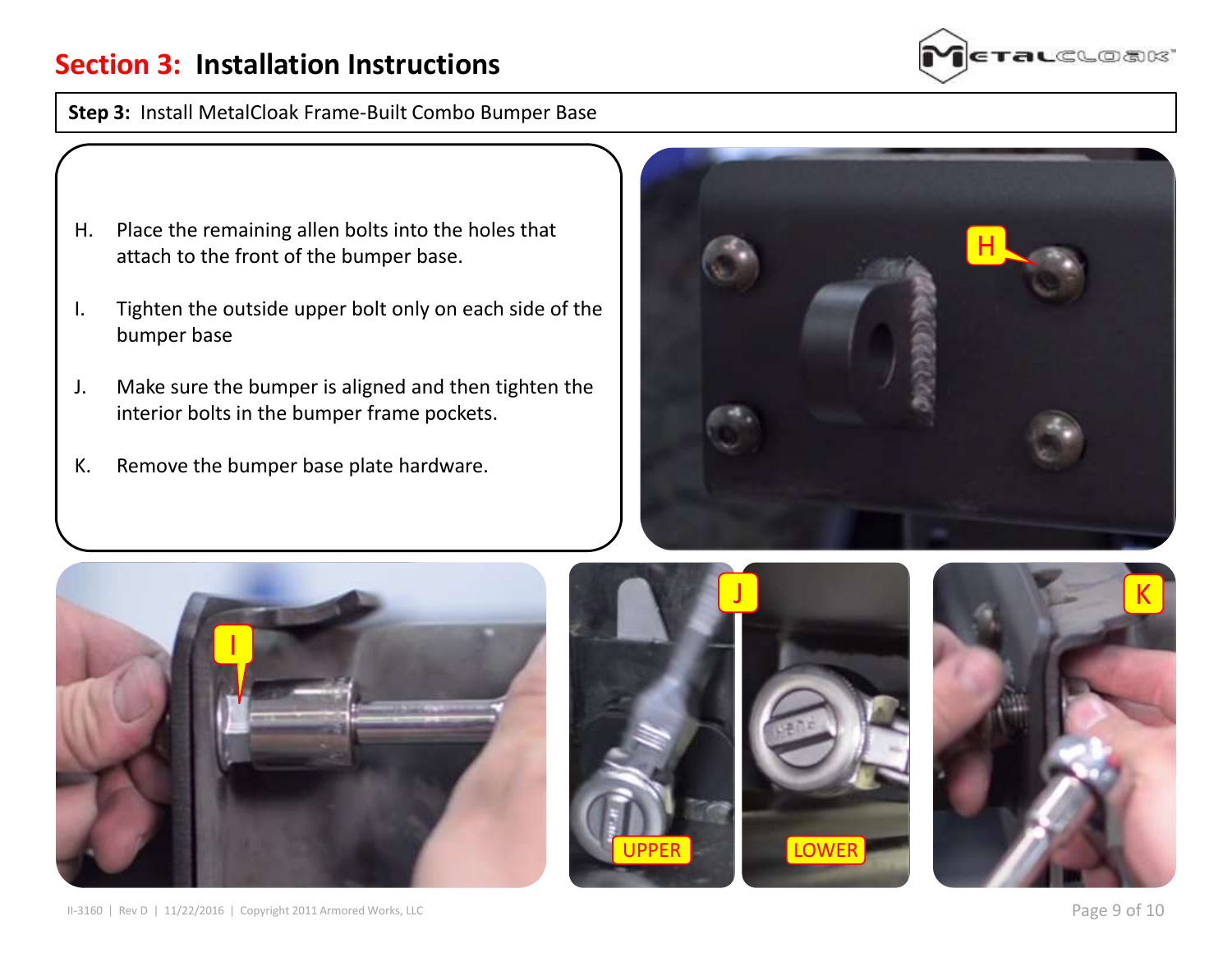# Section 3: Installation Instructions

**Step 3:** Install MetalCloak Frame-Built Combo Bumper Base

H. Place the remaining allen bolts into the holes that attach to the front of the bumper base.

I. Tighten the outside upper bolt only on each side of the bumper base

J. Make sure the bumper is aligned and then tighten the interior bolts in the bumper frame pockets.

K. Remove the bumper base plate hardware.

II-3160 | Rev D | 11/22/2016 | Copyright 2011 Armored Works, LLC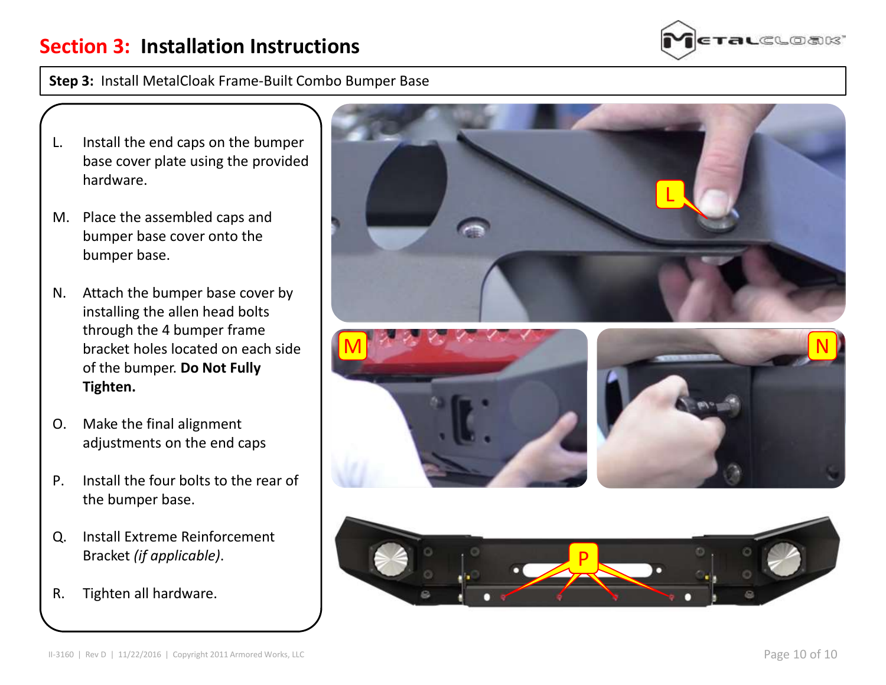# Section 3: Installation Instructions

**Step 3:** Install MetalCloak Frame-Built Combo Bumper Base

L. Install the end caps on the bumper base cover plate using the provided hardware.

M. Place the assembled caps and bumper base cover onto the bumper base.

N. Attach the bumper base cover by installing the allen head bolts through the 4 bumper frame bracket holes located on each side of the bumper. **Do Not Fully Tighten.**

O. Make the final alignment adjustments on the end caps

P. Install the four bolts to the rear of the bumper base.

Q. Install Extreme Reinforcement Bracket *(if applicable)*.

R. Tighten all hardware.

II-3160 | Rev D | 11/22/2016 | Copyright 2011 Armored Works, LLC